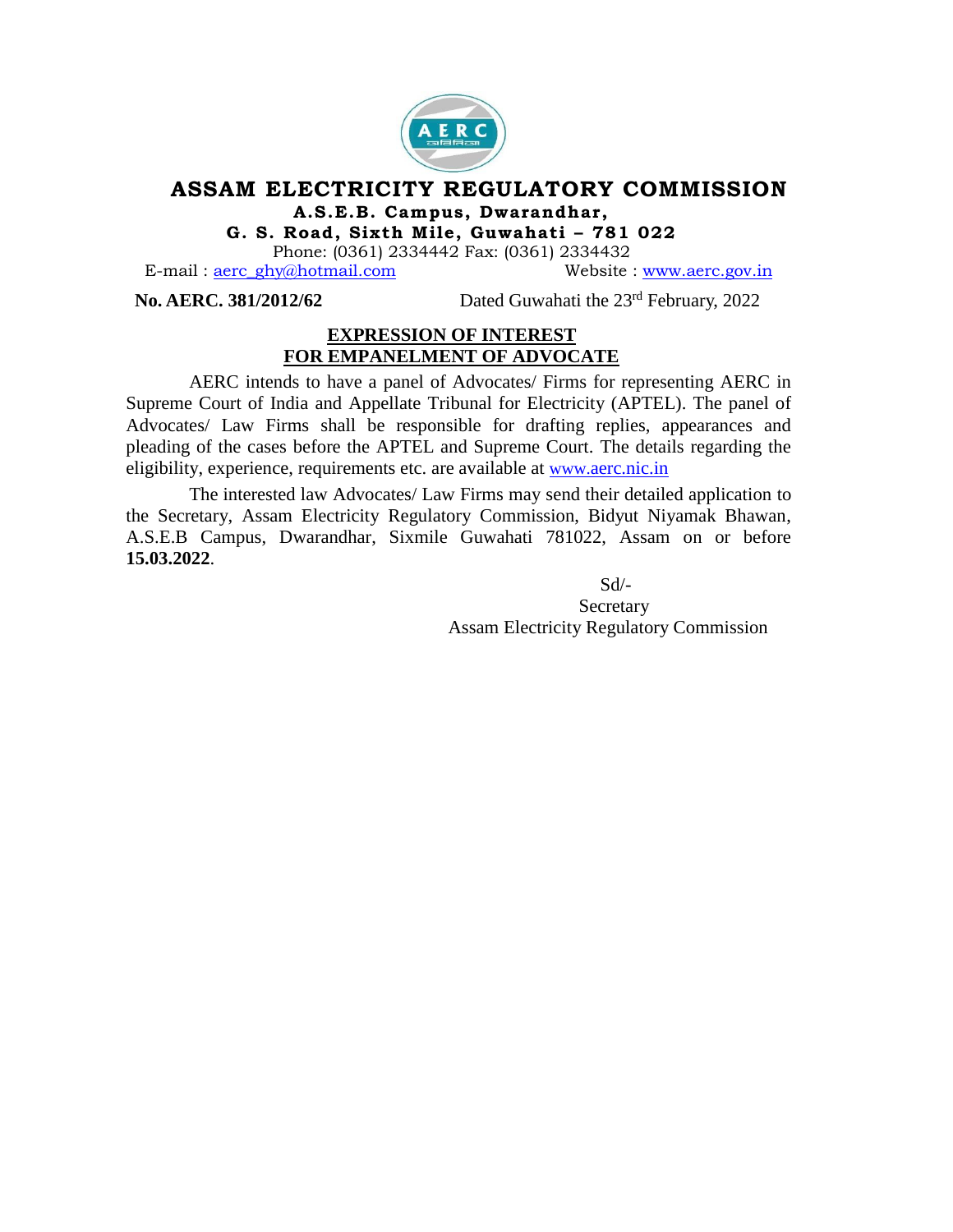# ASSAM ELECTRICITY REGULATORY COMMISSION

**A.S.E.B. Campus, Dwarandhar,**
**G. S. Road, Sixth Mile, Guwahati – 781 022**

Phone: (0361) 2334442 Fax: (0361) 2334432

E-mail : aerc_ghy@hotmail.com Website : www.aerc.gov.in

**No. AERC. 381/2012/62** Dated Guwahati the 23rd February, 2022

## EXPRESSION OF INTEREST
## FOR EMPANELMENT OF ADVOCATE

AERC intends to have a panel of Advocates/ Firms for representing AERC in Supreme Court of India and Appellate Tribunal for Electricity (APTEL). The panel of Advocates/ Law Firms shall be responsible for drafting replies, appearances and pleading of the cases before the APTEL and Supreme Court. The details regarding the eligibility, experience, requirements etc. are available at www.aerc.nic.in

The interested law Advocates/ Law Firms may send their detailed application to the Secretary, Assam Electricity Regulatory Commission, Bidyut Niyamak Bhawan, A.S.E.B Campus, Dwarandhar, Sixmile Guwahati 781022, Assam on or before **15.03.2022**.

Sd/-
Secretary
Assam Electricity Regulatory Commission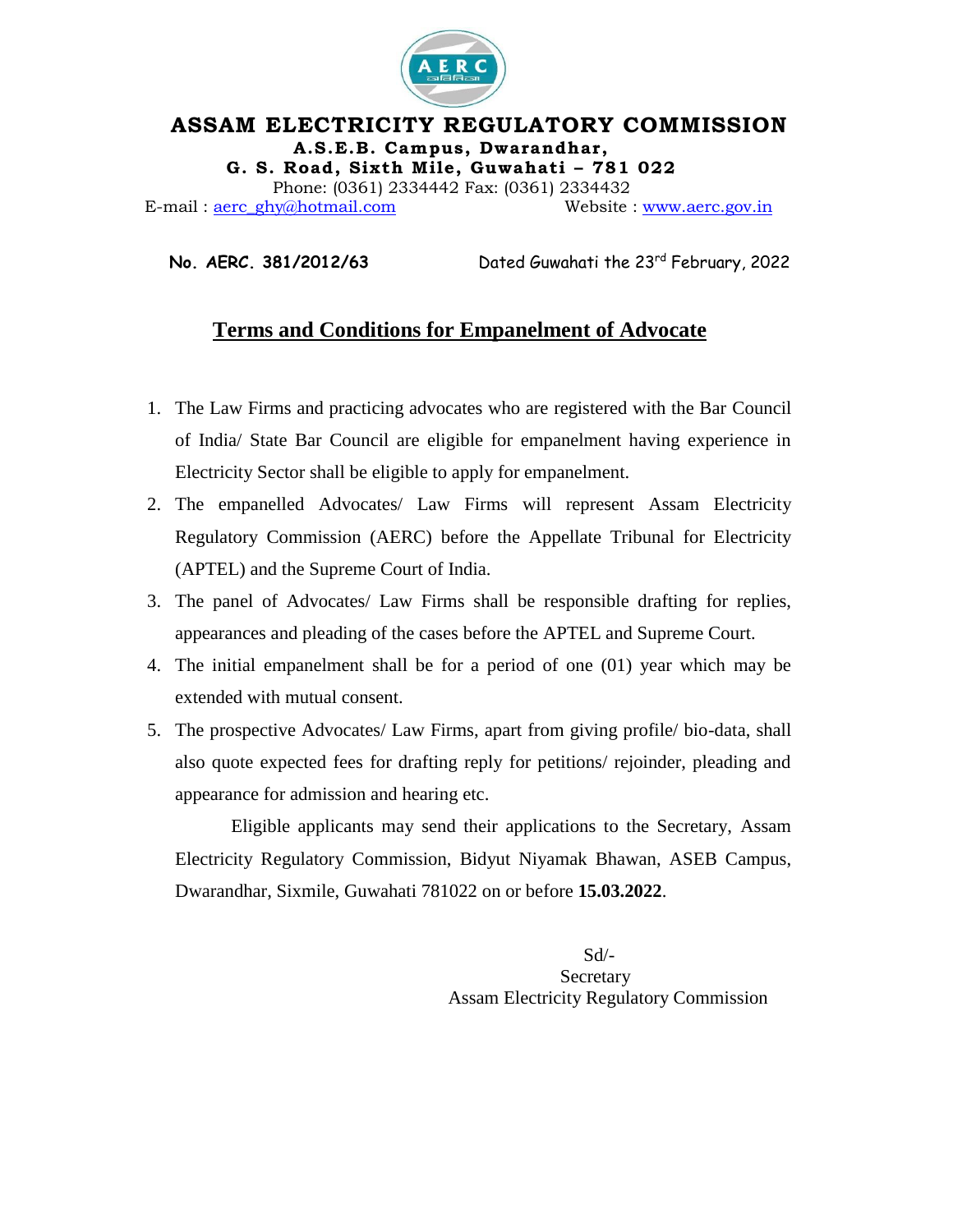# ASSAM ELECTRICITY REGULATORY COMMISSION

**A.S.E.B. Campus, Dwarandhar,**
**G. S. Road, Sixth Mile, Guwahati – 781 022**
Phone: (0361) 2334442 Fax: (0361) 2334432
E-mail : aerc_ghy@hotmail.com Website : www.aerc.gov.in

**No. AERC. 381/2012/63** Dated Guwahati the 23rd February, 2022

## Terms and Conditions for Empanelment of Advocate

1. The Law Firms and practicing advocates who are registered with the Bar Council of India/ State Bar Council are eligible for empanelment having experience in Electricity Sector shall be eligible to apply for empanelment.
2. The empanelled Advocates/ Law Firms will represent Assam Electricity Regulatory Commission (AERC) before the Appellate Tribunal for Electricity (APTEL) and the Supreme Court of India.
3. The panel of Advocates/ Law Firms shall be responsible drafting for replies, appearances and pleading of the cases before the APTEL and Supreme Court.
4. The initial empanelment shall be for a period of one (01) year which may be extended with mutual consent.
5. The prospective Advocates/ Law Firms, apart from giving profile/ bio-data, shall also quote expected fees for drafting reply for petitions/ rejoinder, pleading and appearance for admission and hearing etc.

Eligible applicants may send their applications to the Secretary, Assam Electricity Regulatory Commission, Bidyut Niyamak Bhawan, ASEB Campus, Dwarandhar, Sixmile, Guwahati 781022 on or before **15.03.2022**.

Sd/-
Secretary
Assam Electricity Regulatory Commission